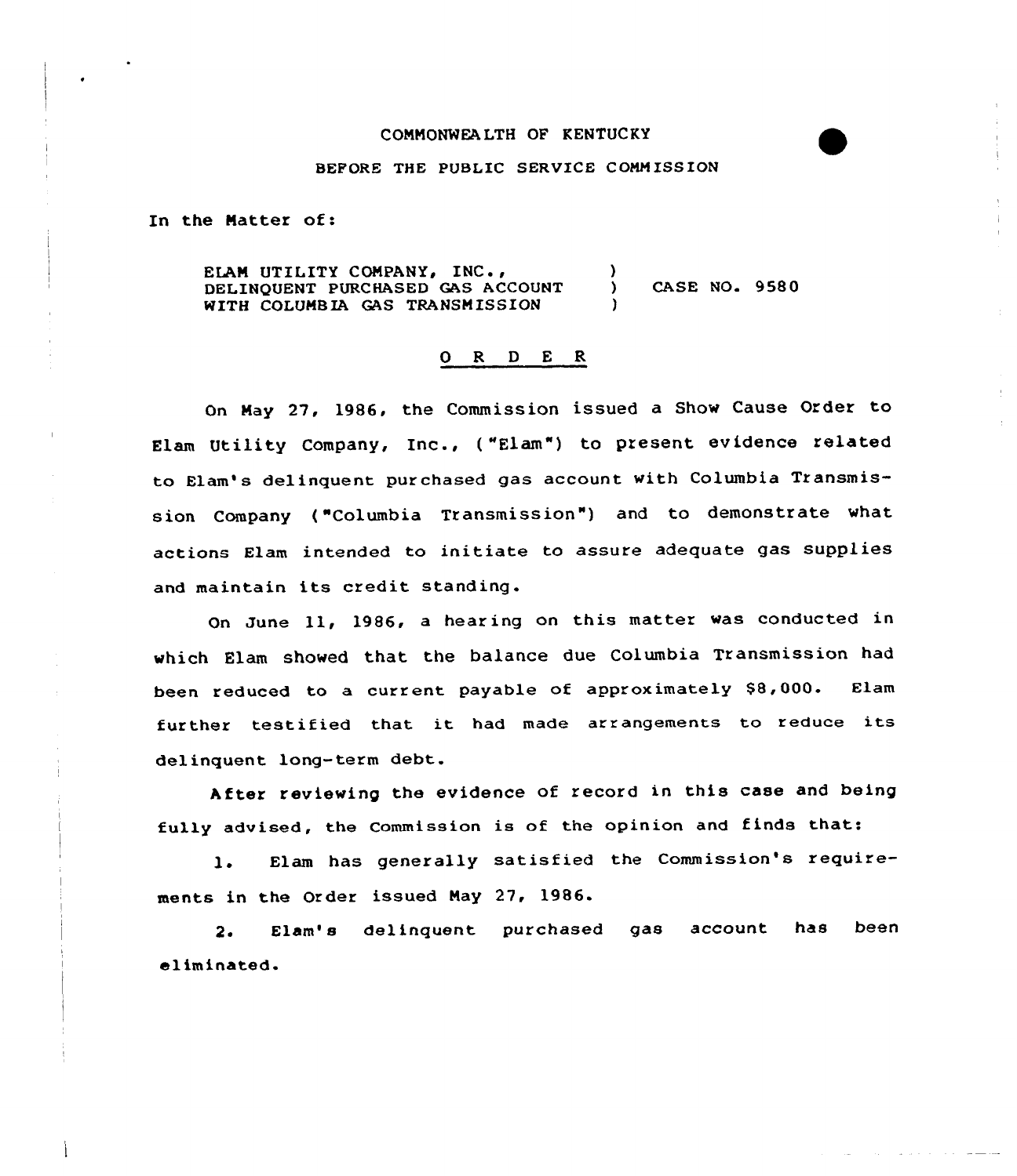COMMONWEALTH OF KENTUCKY

BEFORE THE PUBLIC SERVICE COMMISSION

In the Matter of:

ELAM UTILITY COMPANY, INC., )
DELINQUENT PURCHASED GAS ACCOUNT ) CASE NO. 9580
WITH COLUMBIA GAS TRANSMISSION )

## O R D E R

On May 27, 1986, the Commission issued a Show Cause Order to Elam Utility Company, Inc., ("Elam") to present evidence related to Elam's delinquent purchased gas account with Columbia Transmission Company ("Columbia Transmission") and to demonstrate what actions Elam intended to initiate to assure adequate gas supplies and maintain its credit standing.

On June 11, 1986, a hearing on this matter was conducted in which Elam showed that the balance due Columbia Transmission had been reduced to a current payable of approximately $8,000. Elam further testified that it had made arrangements to reduce its delinquent long-term debt.

After reviewing the evidence of record in this case and being fully advised, the Commission is of the opinion and finds that:

1. Elam has generally satisfied the Commission's requirements in the Order issued May 27, 1986.

2. Elam's delinquent purchased gas account has been eliminated.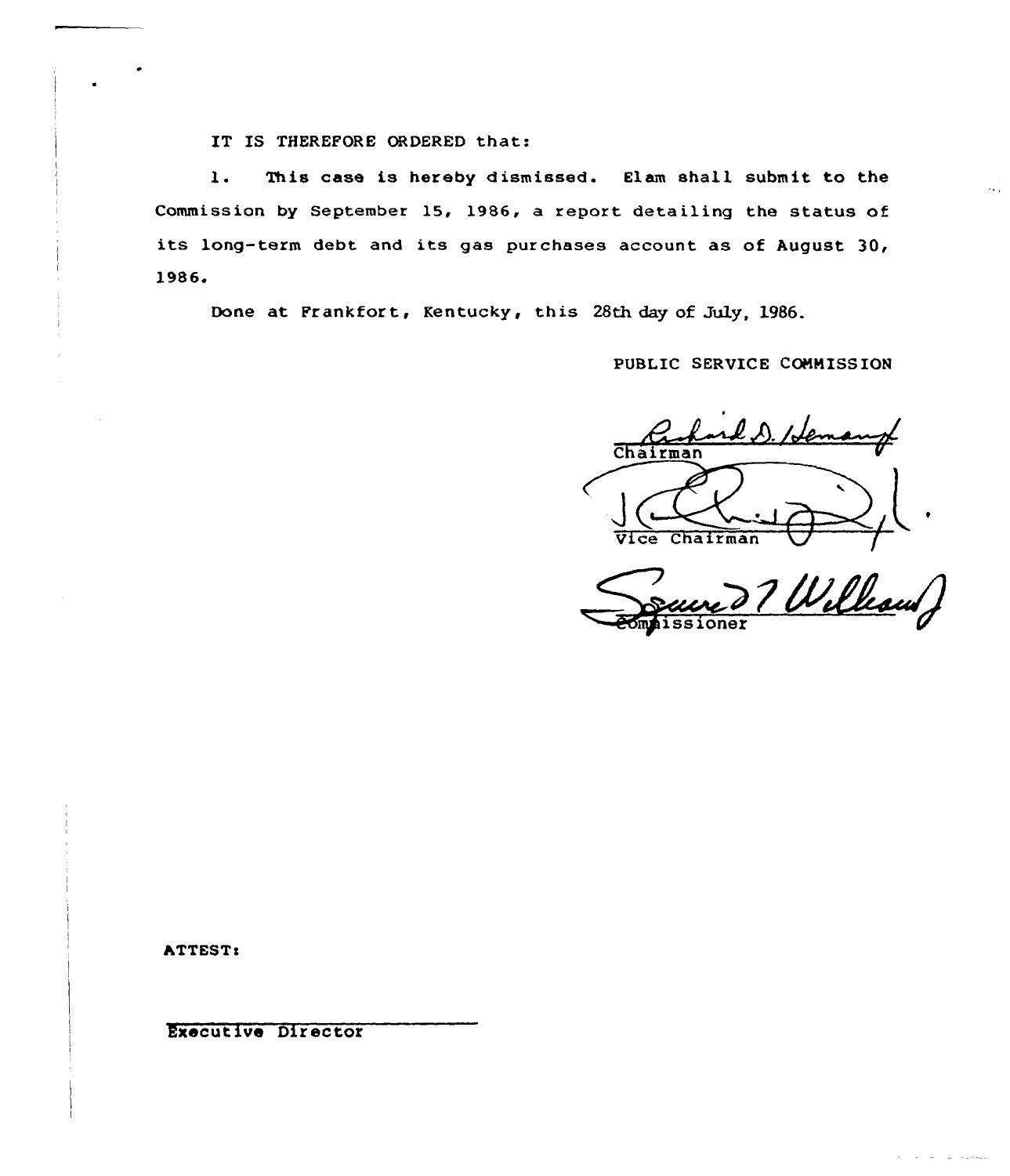IT IS THEREFORE ORDERED that:

1. This case is hereby dismissed. Elam shall submit to the Commission by September 15, 1986, a report detailing the status of its long-term debt and its gas purchases account as of August 30, 1986.

Done at Frankfort, Kentucky, this 28th day of July, 1986.

PUBLIC SERVICE COMMISSION

Chairman

Vice Chairman

Commissioner

ATTEST:

Executive Director